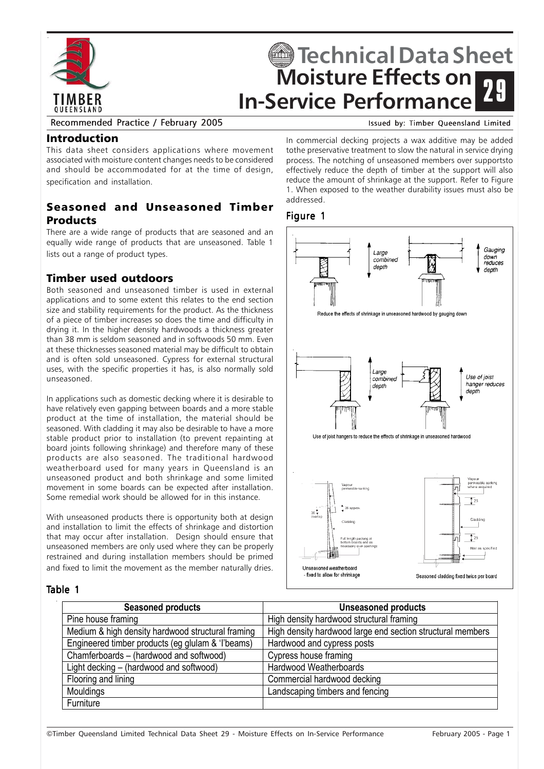# Technical Data Sheet
# Moisture Effects on In-Service Performance 29

Recommended Practice / February 2005

Issued by: Timber Queensland Limited

## Introduction

This data sheet considers applications where movement associated with moisture content changes needs to be considered and should be accommodated for at the time of design, specification and installation.

## Seasoned and Unseasoned Timber Products

There are a wide range of products that are seasoned and an equally wide range of products that are unseasoned. Table 1 lists out a range of product types.

## Timber used outdoors

Both seasoned and unseasoned timber is used in external applications and to some extent this relates to the end section size and stability requirements for the product. As the thickness of a piece of timber increases so does the time and difficulty in drying it. In the higher density hardwoods a thickness greater than 38 mm is seldom seasoned and in softwoods 50 mm. Even at these thicknesses seasoned material may be difficult to obtain and is often sold unseasoned. Cypress for external structural uses, with the specific properties it has, is also normally sold unseasoned.

In applications such as domestic decking where it is desirable to have relatively even gapping between boards and a more stable product at the time of installation, the material should be seasoned. With cladding it may also be desirable to have a more stable product prior to installation (to prevent repainting at board joints following shrinkage) and therefore many of these products are also seasoned. The traditional hardwood weatherboard used for many years in Queensland is an unseasoned product and both shrinkage and some limited movement in some boards can be expected after installation. Some remedial work should be allowed for in this instance.

With unseasoned products there is opportunity both at design and installation to limit the effects of shrinkage and distortion that may occur after installation. Design should ensure that unseasoned members are only used where they can be properly restrained and during installation members should be primed and fixed to limit the movement as the member naturally dries.

In commercial decking projects a wax additive may be added tothe preservative treatment to slow the natural in service drying process. The notching of unseasoned members over supportsto effectively reduce the depth of timber at the support will also reduce the amount of shrinkage at the support. Refer to Figure 1. When exposed to the weather durability issues must also be addressed.

## Figure 1

Large combined depth — Gauging down reduces depth

Reduce the effects of shrinkage in unseasoned hardwood by gauging down

Large combined depth — Use of joist hanger reduces depth

Use of joist hangers to reduce the effects of shrinkage in unseasoned hardwood

Vapour permeable sarking; 35 approx; 30 overlap; Cladding; Full length packing at bottom boards and as necessary over openings

Unseasoned weatherboard - fixed to allow for shrinkage

Vapour permeable sarking where required; 25; Cladding; 25; Nail as specified

Seasoned cladding fixed twice per board

## Table 1

| Seasoned products | Unseasoned products |
|---|---|
| Pine house framing | High density hardwood structural framing |
| Medium & high density hardwood structural framing | High density hardwood large end section structural members |
| Engineered timber products (eg glulam & 'I'beams) | Hardwood and cypress posts |
| Chamferboards – (hardwood and softwood) | Cypress house framing |
| Light decking – (hardwood and softwood) | Hardwood Weatherboards |
| Flooring and lining | Commercial hardwood decking |
| Mouldings | Landscaping timbers and fencing |
| Furniture | |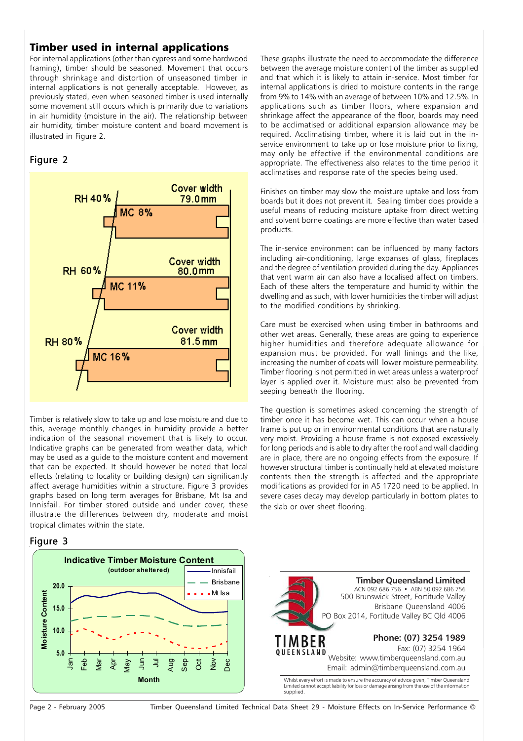## Timber used in internal applications

For internal applications (other than cypress and some hardwood framing), timber should be seasoned. Movement that occurs through shrinkage and distortion of unseasoned timber in internal applications is not generally acceptable. However, as previously stated, even when seasoned timber is used internally some movement still occurs which is primarily due to variations in air humidity (moisture in the air). The relationship between air humidity, timber moisture content and board movement is illustrated in Figure 2.

### Figure 2

RH 40%
MC 8%
Cover width 79.0mm

RH 60%
MC 11%
Cover width 80.0mm

RH 80%
MC 16%
Cover width 81.5mm

Timber is relatively slow to take up and lose moisture and due to this, average monthly changes in humidity provide a better indication of the seasonal movement that is likely to occur. Indicative graphs can be generated from weather data, which may be used as a guide to the moisture content and movement that can be expected. It should however be noted that local effects (relating to locality or building design) can significantly affect average humidities within a structure. Figure 3 provides graphs based on long term averages for Brisbane, Mt Isa and Innisfail. For timber stored outside and under cover, these illustrate the differences between dry, moderate and moist tropical climates within the state.

### Figure 3

Indicative Timber Moisture Content
(outdoor sheltered)

Innisfail
Brisbane
Mt Isa

Moisture Content
20.0
15.0
10.0
5.0

Jan Feb Mar Apr May Jun Jul Aug Sep Oct Nov Dec
Month

These graphs illustrate the need to accommodate the difference between the average moisture content of the timber as supplied and that which it is likely to attain in-service. Most timber for internal applications is dried to moisture contents in the range from 9% to 14% with an average of between 10% and 12.5%. In applications such as timber floors, where expansion and shrinkage affect the appearance of the floor, boards may need to be acclimatised or additional expansion allowance may be required. Acclimatising timber, where it is laid out in the in-service environment to take up or lose moisture prior to fixing, may only be effective if the environmental conditions are appropriate. The effectiveness also relates to the time period it acclimatises and response rate of the species being used.

Finishes on timber may slow the moisture uptake and loss from boards but it does not prevent it. Sealing timber does provide a useful means of reducing moisture uptake from direct wetting and solvent borne coatings are more effective than water based products.

The in-service environment can be influenced by many factors including air-conditioning, large expanses of glass, fireplaces and the degree of ventilation provided during the day. Appliances that vent warm air can also have a localised affect on timbers. Each of these alters the temperature and humidity within the dwelling and as such, with lower humidities the timber will adjust to the modified conditions by shrinking.

Care must be exercised when using timber in bathrooms and other wet areas. Generally, these areas are going to experience higher humidities and therefore adequate allowance for expansion must be provided. For wall linings and the like, increasing the number of coats will lower moisture permeability. Timber flooring is not permitted in wet areas unless a waterproof layer is applied over it. Moisture must also be prevented from seeping beneath the flooring.

The question is sometimes asked concerning the strength of timber once it has become wet. This can occur when a house frame is put up or in environmental conditions that are naturally very moist. Providing a house frame is not exposed excessively for long periods and is able to dry after the roof and wall cladding are in place, there are no ongoing effects from the exposure. If however structural timber is continually held at elevated moisture contents then the strength is affected and the appropriate modifications as provided for in AS 1720 need to be applied. In severe cases decay may develop particularly in bottom plates to the slab or over sheet flooring.

TIMBER QUEENSLAND

**Timber Queensland Limited**
ACN 092 686 756 • ABN 50 092 686 756
500 Brunswick Street, Fortitude Valley
Brisbane Queensland 4006
PO Box 2014, Fortitude Valley BC Qld 4006

**Phone: (07) 3254 1989**
Fax: (07) 3254 1964
Website: www.timberqueensland.com.au
Email: admin@timberqueensland.com.au

Whilst every effort is made to ensure the accuracy of advice given, Timber Queensland Limited cannot accept liability for loss or damage arising from the use of the information supplied.